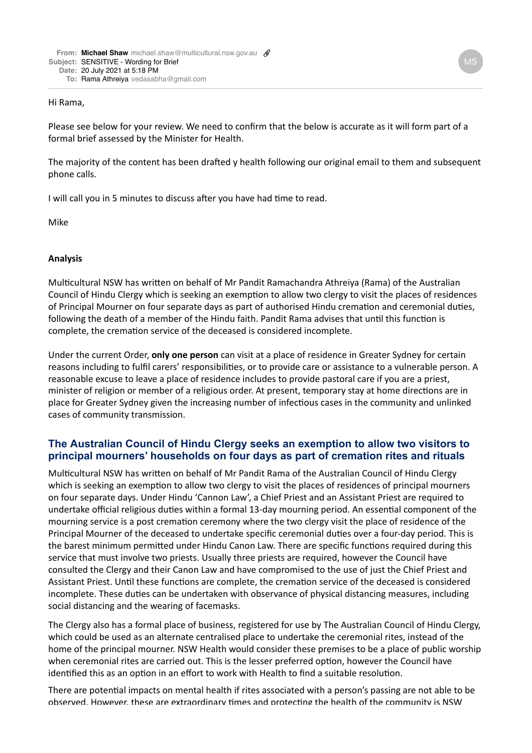**From:** **Michael Shaw** michael.shaw@multicultural.nsw.gov.au
**Subject:** SENSITIVE - Wording for Brief
**Date:** 20 July 2021 at 5:18 PM
**To:** Rama Athreiya vedasabha@gmail.com

Hi Rama,

Please see below for your review. We need to confirm that the below is accurate as it will form part of a formal brief assessed by the Minister for Health.

The majority of the content has been drafted y health following our original email to them and subsequent phone calls.

I will call you in 5 minutes to discuss after you have had time to read.

Mike

**Analysis**

Multicultural NSW has written on behalf of Mr Pandit Ramachandra Athreiya (Rama) of the Australian Council of Hindu Clergy which is seeking an exemption to allow two clergy to visit the places of residences of Principal Mourner on four separate days as part of authorised Hindu cremation and ceremonial duties, following the death of a member of the Hindu faith. Pandit Rama advises that until this function is complete, the cremation service of the deceased is considered incomplete.

Under the current Order, **only one person** can visit at a place of residence in Greater Sydney for certain reasons including to fulfil carers' responsibilities, or to provide care or assistance to a vulnerable person. A reasonable excuse to leave a place of residence includes to provide pastoral care if you are a priest, minister of religion or member of a religious order. At present, temporary stay at home directions are in place for Greater Sydney given the increasing number of infectious cases in the community and unlinked cases of community transmission.

## The Australian Council of Hindu Clergy seeks an exemption to allow two visitors to principal mourners' households on four days as part of cremation rites and rituals

Multicultural NSW has written on behalf of Mr Pandit Rama of the Australian Council of Hindu Clergy which is seeking an exemption to allow two clergy to visit the places of residences of principal mourners on four separate days. Under Hindu 'Cannon Law', a Chief Priest and an Assistant Priest are required to undertake official religious duties within a formal 13-day mourning period. An essential component of the mourning service is a post cremation ceremony where the two clergy visit the place of residence of the Principal Mourner of the deceased to undertake specific ceremonial duties over a four-day period. This is the barest minimum permitted under Hindu Canon Law. There are specific functions required during this service that must involve two priests. Usually three priests are required, however the Council have consulted the Clergy and their Canon Law and have compromised to the use of just the Chief Priest and Assistant Priest. Until these functions are complete, the cremation service of the deceased is considered incomplete. These duties can be undertaken with observance of physical distancing measures, including social distancing and the wearing of facemasks.

The Clergy also has a formal place of business, registered for use by The Australian Council of Hindu Clergy, which could be used as an alternate centralised place to undertake the ceremonial rites, instead of the home of the principal mourner. NSW Health would consider these premises to be a place of public worship when ceremonial rites are carried out. This is the lesser preferred option, however the Council have identified this as an option in an effort to work with Health to find a suitable resolution.

There are potential impacts on mental health if rites associated with a person's passing are not able to be observed. However, these are extraordinary times and protecting the health of the community is NSW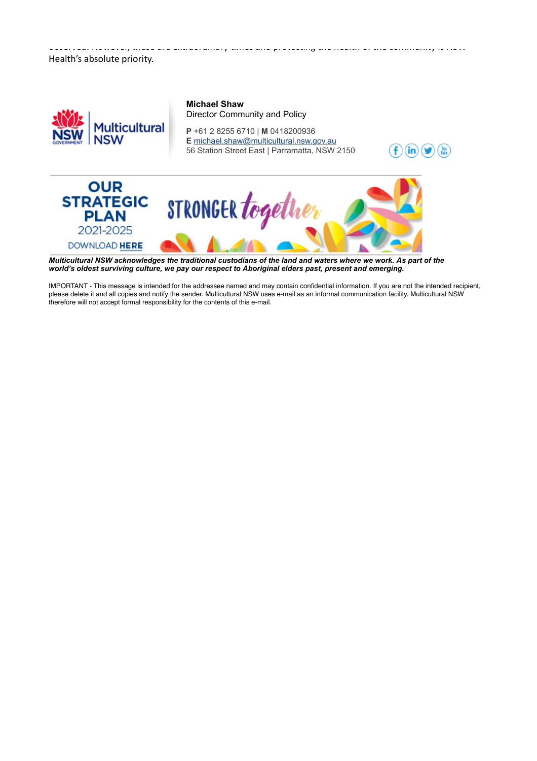observed. However, these are extraordinary times and protecting the health of the community is NSW Health's absolute priority.

**Michael Shaw**
Director Community and Policy

**P** +61 2 8255 6710 | **M** 0418200936
**E** michael.shaw@multicultural.nsw.gov.au
56 Station Street East | Parramatta, NSW 2150

OUR STRATEGIC PLAN 2021-2025
DOWNLOAD **HERE**

STRONGER together

***Multicultural NSW acknowledges the traditional custodians of the land and waters where we work. As part of the world's oldest surviving culture, we pay our respect to Aboriginal elders past, present and emerging.***

IMPORTANT - This message is intended for the addressee named and may contain confidential information. If you are not the intended recipient, please delete it and all copies and notify the sender. Multicultural NSW uses e-mail as an informal communication facility. Multicultural NSW therefore will not accept formal responsibility for the contents of this e-mail.